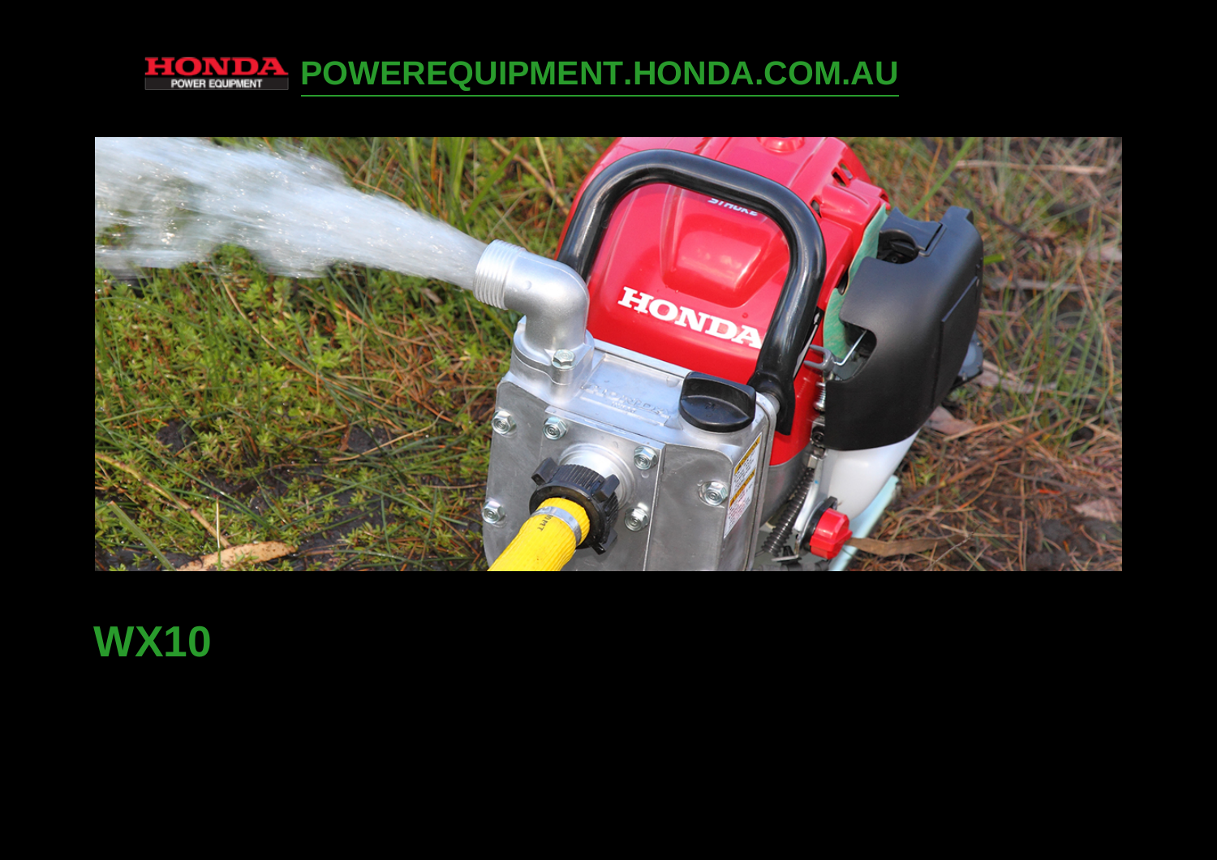POWEREQUIPMENT.HONDA.COM.AU

# WX10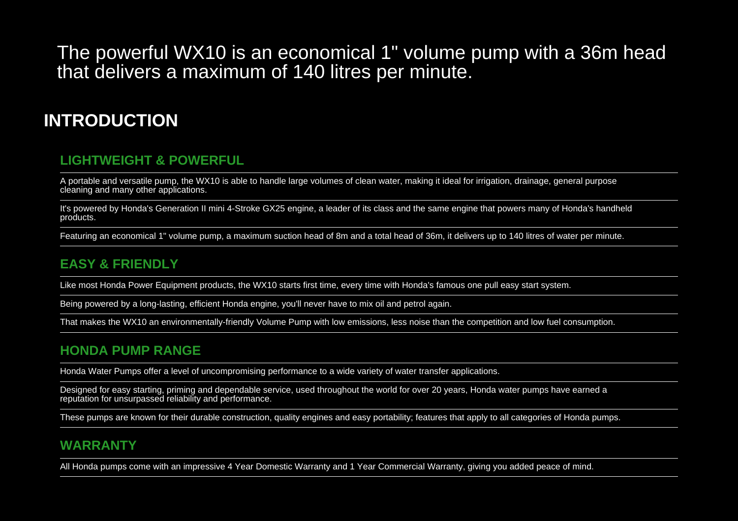The powerful WX10 is an economical 1" volume pump with a 36m head that delivers a maximum of 140 litres per minute.

# INTRODUCTION

## LIGHTWEIGHT & POWERFUL

A portable and versatile pump, the WX10 is able to handle large volumes of clean water, making it ideal for irrigation, drainage, general purpose cleaning and many other applications.

It's powered by Honda's Generation II mini 4-Stroke GX25 engine, a leader of its class and the same engine that powers many of Honda's handheld products.

Featuring an economical 1" volume pump, a maximum suction head of 8m and a total head of 36m, it delivers up to 140 litres of water per minute.

## EASY & FRIENDLY

Like most Honda Power Equipment products, the WX10 starts first time, every time with Honda's famous one pull easy start system.

Being powered by a long-lasting, efficient Honda engine, you'll never have to mix oil and petrol again.

That makes the WX10 an environmentally-friendly Volume Pump with low emissions, less noise than the competition and low fuel consumption.

## HONDA PUMP RANGE

Honda Water Pumps offer a level of uncompromising performance to a wide variety of water transfer applications.

Designed for easy starting, priming and dependable service, used throughout the world for over 20 years, Honda water pumps have earned a reputation for unsurpassed reliability and performance.

These pumps are known for their durable construction, quality engines and easy portability; features that apply to all categories of Honda pumps.

## WARRANTY

All Honda pumps come with an impressive 4 Year Domestic Warranty and 1 Year Commercial Warranty, giving you added peace of mind.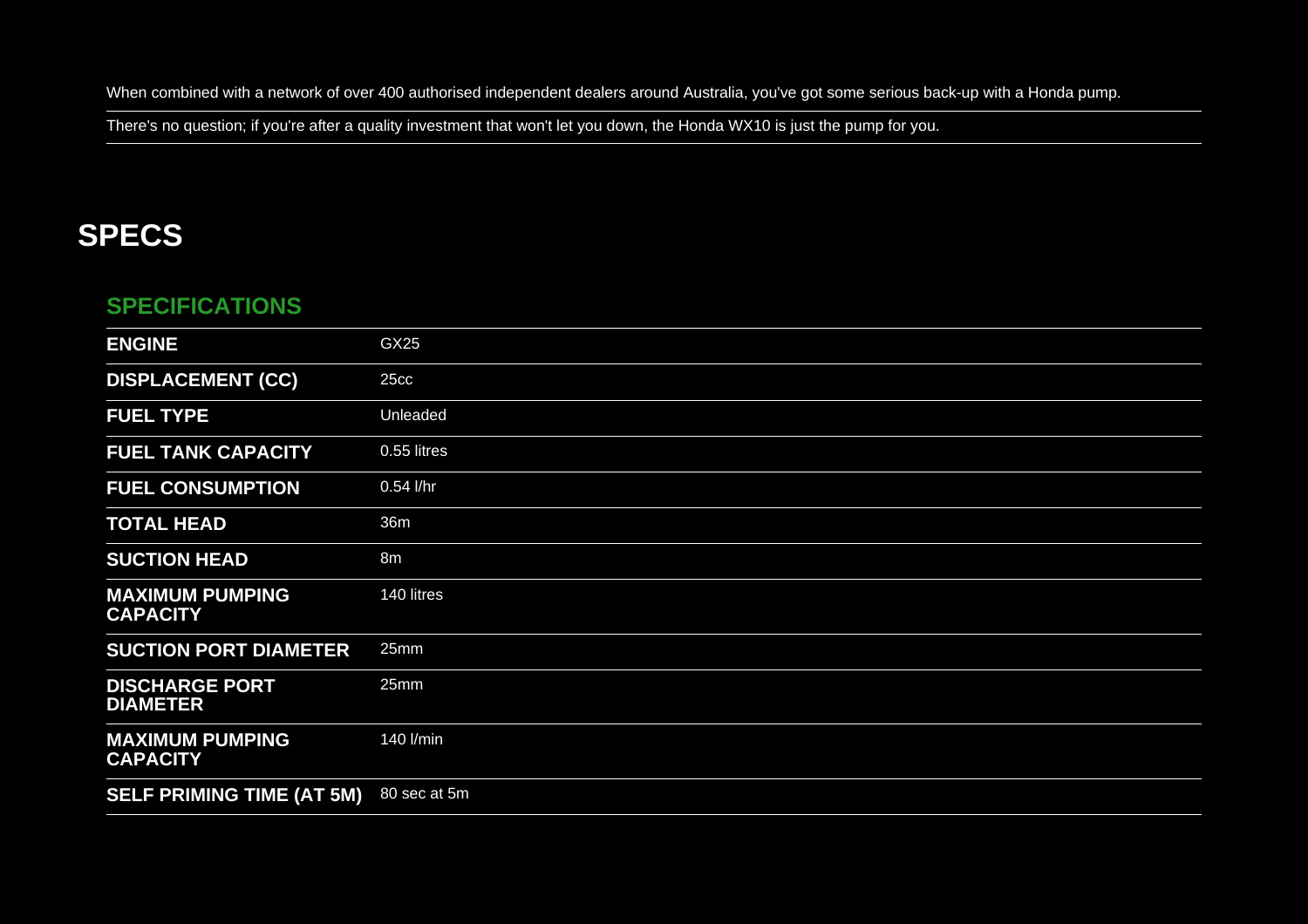When combined with a network of over 400 authorised independent dealers around Australia, you've got some serious back-up with a Honda pump.

There's no question; if you're after a quality investment that won't let you down, the Honda WX10 is just the pump for you.

# SPECS

## SPECIFICATIONS

| | |
|---|---|
| **ENGINE** | GX25 |
| **DISPLACEMENT (CC)** | 25cc |
| **FUEL TYPE** | Unleaded |
| **FUEL TANK CAPACITY** | 0.55 litres |
| **FUEL CONSUMPTION** | 0.54 l/hr |
| **TOTAL HEAD** | 36m |
| **SUCTION HEAD** | 8m |
| **MAXIMUM PUMPING CAPACITY** | 140 litres |
| **SUCTION PORT DIAMETER** | 25mm |
| **DISCHARGE PORT DIAMETER** | 25mm |
| **MAXIMUM PUMPING CAPACITY** | 140 l/min |
| **SELF PRIMING TIME (AT 5M)** | 80 sec at 5m |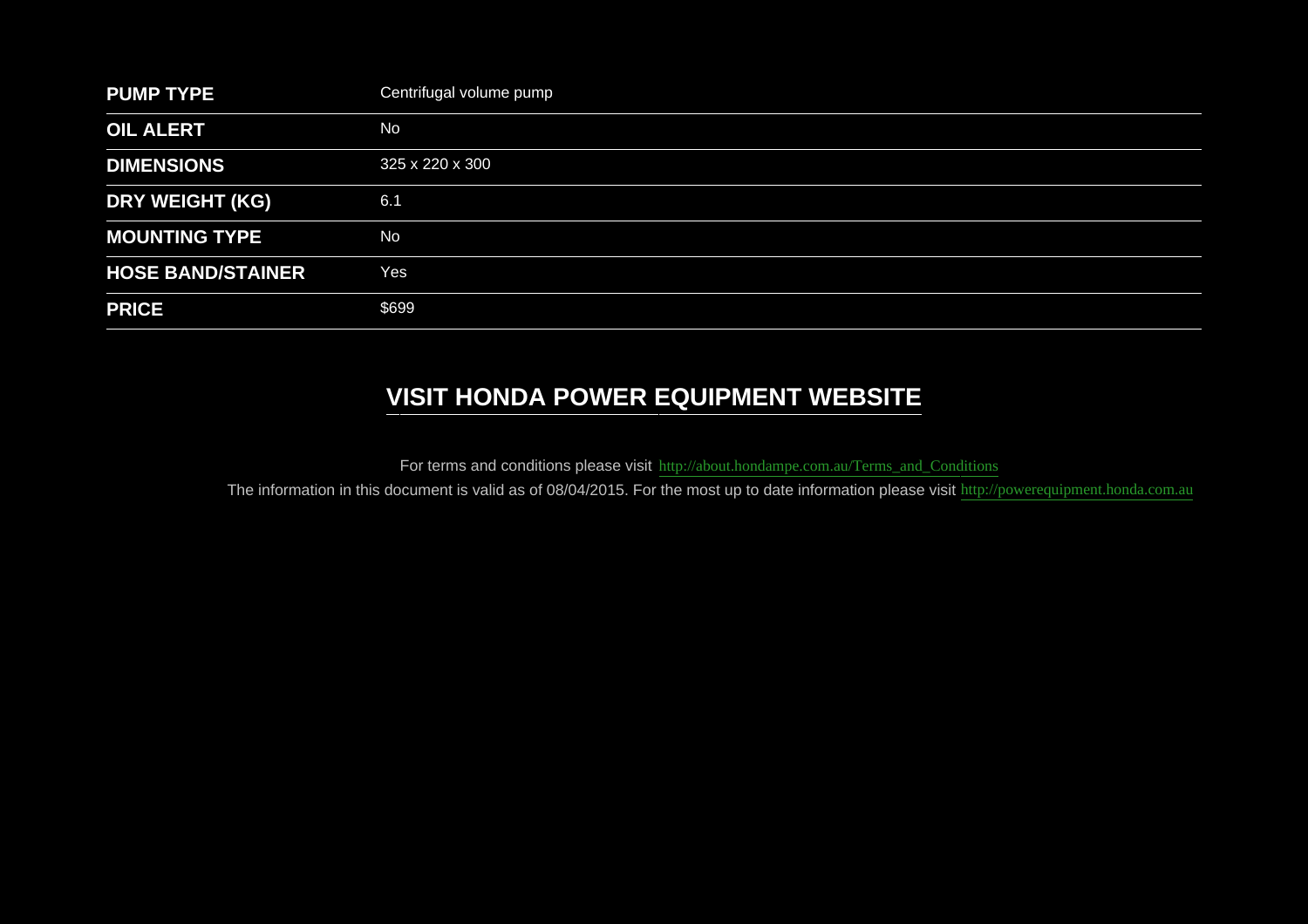| | |
|---|---|
| **PUMP TYPE** | Centrifugal volume pump |
| **OIL ALERT** | No |
| **DIMENSIONS** | 325 x 220 x 300 |
| **DRY WEIGHT (KG)** | 6.1 |
| **MOUNTING TYPE** | No |
| **HOSE BAND/STAINER** | Yes |
| **PRICE** | $699 |

## VISIT HONDA POWER EQUIPMENT WEBSITE

For terms and conditions please visit http://about.hondampe.com.au/Terms_and_Conditions

The information in this document is valid as of 08/04/2015. For the most up to date information please visit http://powerequipment.honda.com.au